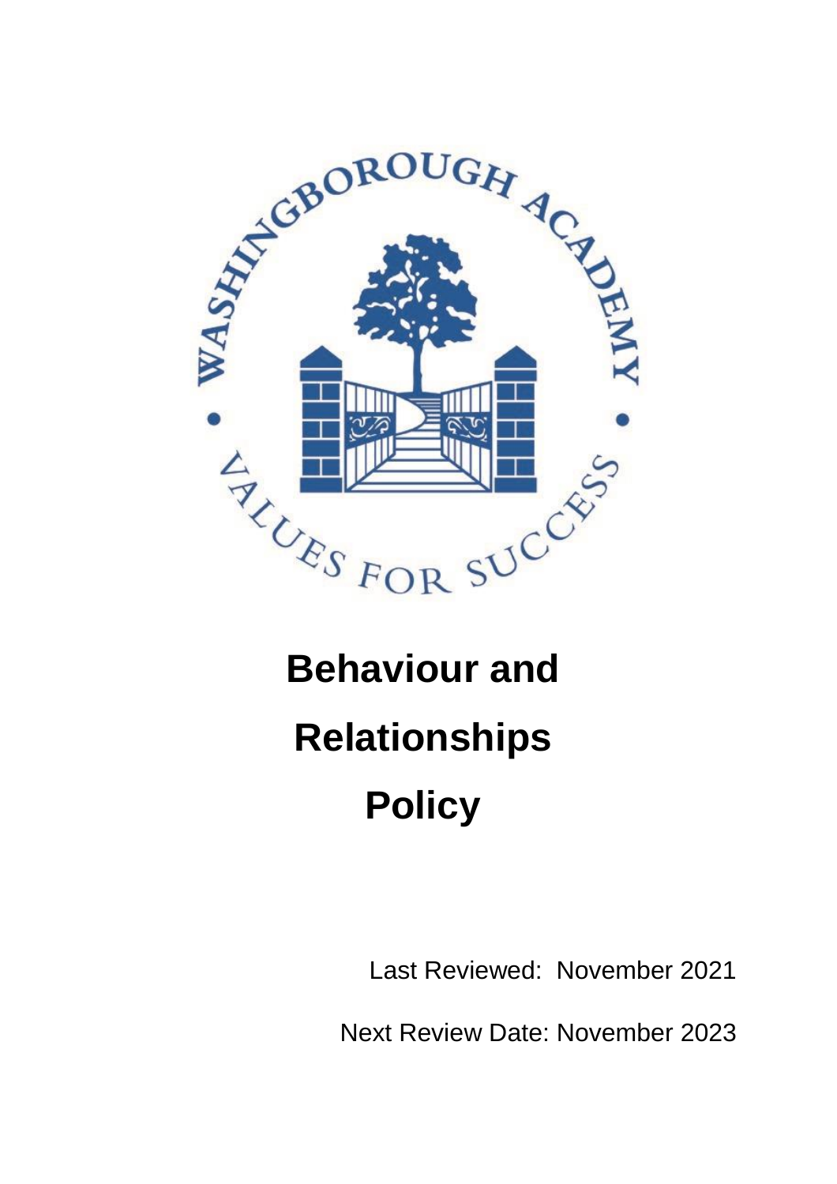WASHINGBOROUGH ACADEMY

VALUES FOR SUCCESS

# Behaviour and Relationships Policy

Last Reviewed: November 2021

Next Review Date: November 2023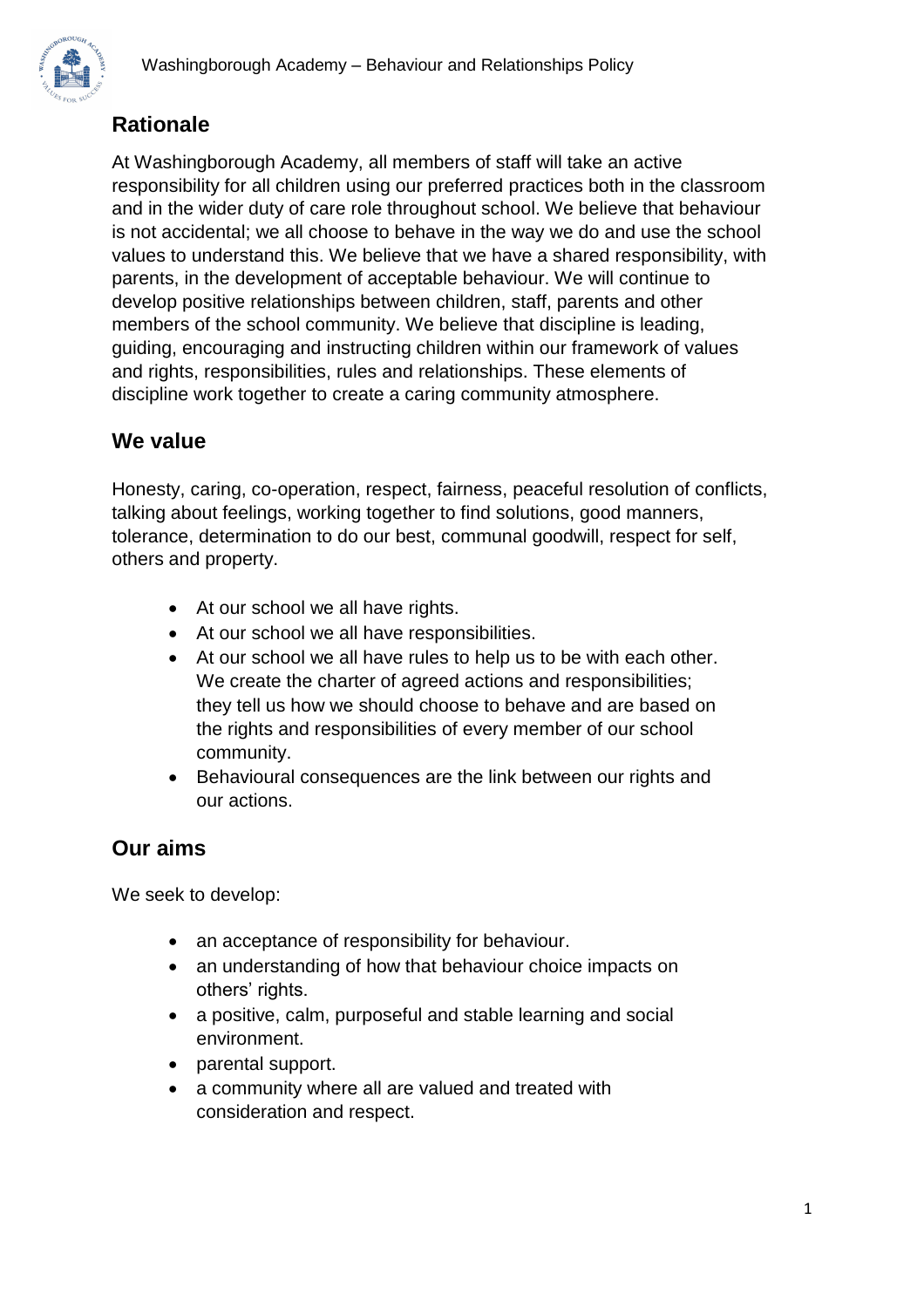## Rationale

At Washingborough Academy, all members of staff will take an active responsibility for all children using our preferred practices both in the classroom and in the wider duty of care role throughout school. We believe that behaviour is not accidental; we all choose to behave in the way we do and use the school values to understand this. We believe that we have a shared responsibility, with parents, in the development of acceptable behaviour. We will continue to develop positive relationships between children, staff, parents and other members of the school community. We believe that discipline is leading, guiding, encouraging and instructing children within our framework of values and rights, responsibilities, rules and relationships. These elements of discipline work together to create a caring community atmosphere.

## We value

Honesty, caring, co-operation, respect, fairness, peaceful resolution of conflicts, talking about feelings, working together to find solutions, good manners, tolerance, determination to do our best, communal goodwill, respect for self, others and property.

- At our school we all have rights.
- At our school we all have responsibilities.
- At our school we all have rules to help us to be with each other. We create the charter of agreed actions and responsibilities; they tell us how we should choose to behave and are based on the rights and responsibilities of every member of our school community.
- Behavioural consequences are the link between our rights and our actions.

## Our aims

We seek to develop:

- an acceptance of responsibility for behaviour.
- an understanding of how that behaviour choice impacts on others' rights.
- a positive, calm, purposeful and stable learning and social environment.
- parental support.
- a community where all are valued and treated with consideration and respect.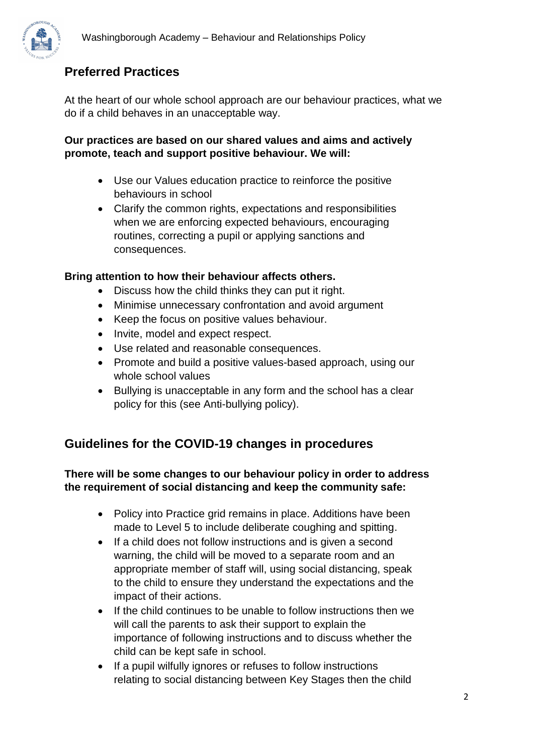## Preferred Practices

At the heart of our whole school approach are our behaviour practices, what we do if a child behaves in an unacceptable way.

**Our practices are based on our shared values and aims and actively promote, teach and support positive behaviour. We will:**

- Use our Values education practice to reinforce the positive behaviours in school
- Clarify the common rights, expectations and responsibilities when we are enforcing expected behaviours, encouraging routines, correcting a pupil or applying sanctions and consequences.

**Bring attention to how their behaviour affects others.**

- Discuss how the child thinks they can put it right.
- Minimise unnecessary confrontation and avoid argument
- Keep the focus on positive values behaviour.
- Invite, model and expect respect.
- Use related and reasonable consequences.
- Promote and build a positive values-based approach, using our whole school values
- Bullying is unacceptable in any form and the school has a clear policy for this (see Anti-bullying policy).

## Guidelines for the COVID-19 changes in procedures

**There will be some changes to our behaviour policy in order to address the requirement of social distancing and keep the community safe:**

- Policy into Practice grid remains in place. Additions have been made to Level 5 to include deliberate coughing and spitting.
- If a child does not follow instructions and is given a second warning, the child will be moved to a separate room and an appropriate member of staff will, using social distancing, speak to the child to ensure they understand the expectations and the impact of their actions.
- If the child continues to be unable to follow instructions then we will call the parents to ask their support to explain the importance of following instructions and to discuss whether the child can be kept safe in school.
- If a pupil wilfully ignores or refuses to follow instructions relating to social distancing between Key Stages then the child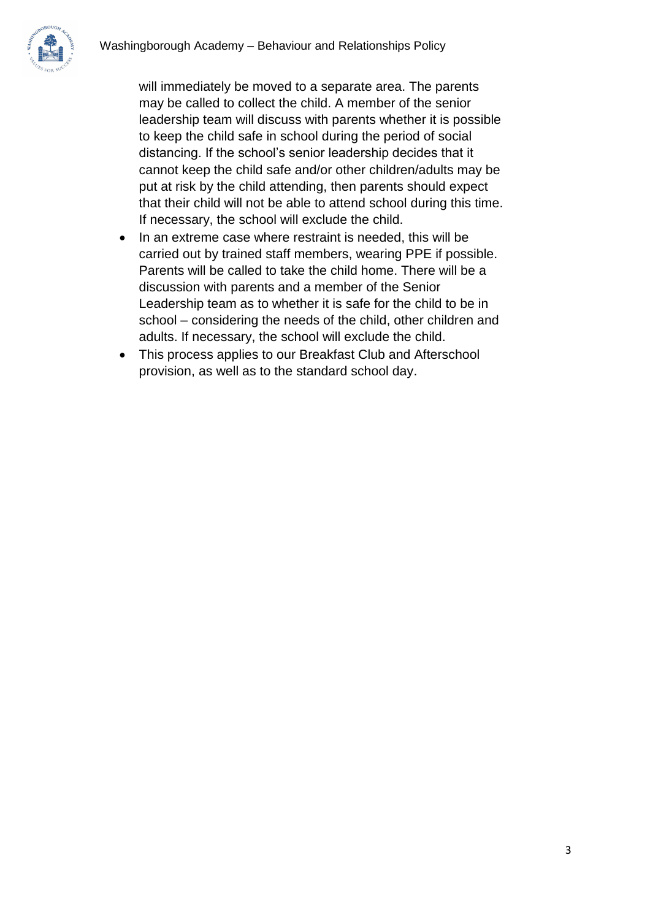will immediately be moved to a separate area. The parents may be called to collect the child. A member of the senior leadership team will discuss with parents whether it is possible to keep the child safe in school during the period of social distancing. If the school's senior leadership decides that it cannot keep the child safe and/or other children/adults may be put at risk by the child attending, then parents should expect that their child will not be able to attend school during this time. If necessary, the school will exclude the child.

- In an extreme case where restraint is needed, this will be carried out by trained staff members, wearing PPE if possible. Parents will be called to take the child home. There will be a discussion with parents and a member of the Senior Leadership team as to whether it is safe for the child to be in school – considering the needs of the child, other children and adults. If necessary, the school will exclude the child.
- This process applies to our Breakfast Club and Afterschool provision, as well as to the standard school day.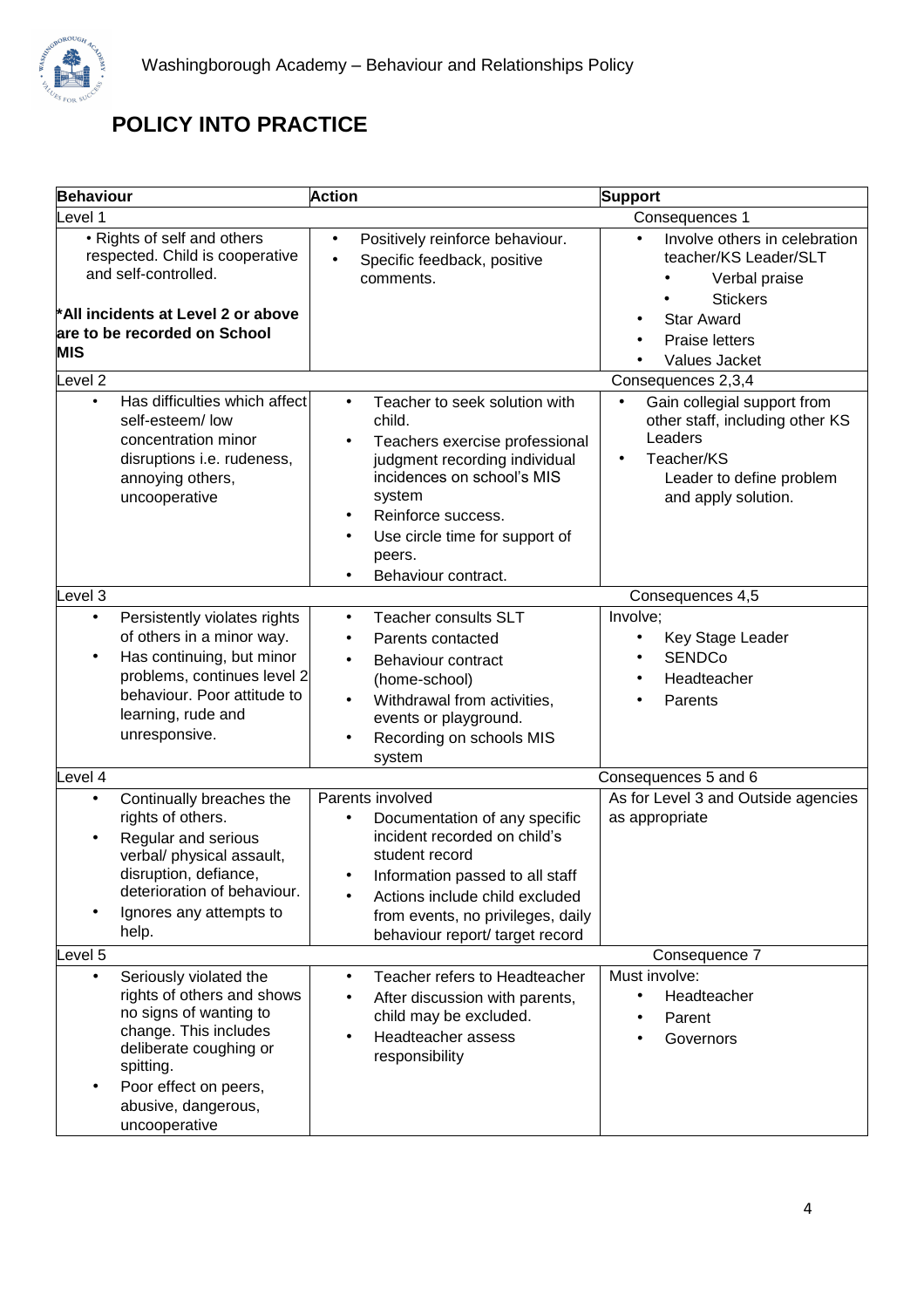## POLICY INTO PRACTICE

| Behaviour | Action | Support |
|---|---|---|
| Level 1 | | Consequences 1 |
| • Rights of self and others respected. Child is cooperative and self-controlled.<br><br>**\*All incidents at Level 2 or above are to be recorded on School MIS** | • Positively reinforce behaviour.<br>• Specific feedback, positive comments. | • Involve others in celebration teacher/KS Leader/SLT<br>&nbsp;&nbsp;• Verbal praise<br>&nbsp;&nbsp;• Stickers<br>• Star Award<br>• Praise letters<br>• Values Jacket |
| Level 2 | | Consequences 2,3,4 |
| • Has difficulties which affect self-esteem/ low concentration minor disruptions i.e. rudeness, annoying others, uncooperative | • Teacher to seek solution with child.<br>• Teachers exercise professional judgment recording individual incidences on school's MIS system<br>• Reinforce success.<br>• Use circle time for support of peers.<br>• Behaviour contract. | • Gain collegial support from other staff, including other KS Leaders<br>• Teacher/KS Leader to define problem and apply solution. |
| Level 3 | | Consequences 4,5 |
| • Persistently violates rights of others in a minor way.<br>• Has continuing, but minor problems, continues level 2 behaviour. Poor attitude to learning, rude and unresponsive. | • Teacher consults SLT<br>• Parents contacted<br>• Behaviour contract (home-school)<br>• Withdrawal from activities, events or playground.<br>• Recording on schools MIS system | Involve;<br>• Key Stage Leader<br>• SENDCo<br>• Headteacher<br>• Parents |
| Level 4 | | Consequences 5 and 6 |
| • Continually breaches the rights of others.<br>• Regular and serious verbal/ physical assault, disruption, defiance, deterioration of behaviour.<br>• Ignores any attempts to help. | Parents involved<br>• Documentation of any specific incident recorded on child's student record<br>• Information passed to all staff<br>• Actions include child excluded from events, no privileges, daily behaviour report/ target record | As for Level 3 and Outside agencies as appropriate |
| Level 5 | | Consequence 7 |
| • Seriously violated the rights of others and shows no signs of wanting to change. This includes deliberate coughing or spitting.<br>• Poor effect on peers, abusive, dangerous, uncooperative | • Teacher refers to Headteacher<br>• After discussion with parents, child may be excluded.<br>• Headteacher assess responsibility | Must involve:<br>• Headteacher<br>• Parent<br>• Governors |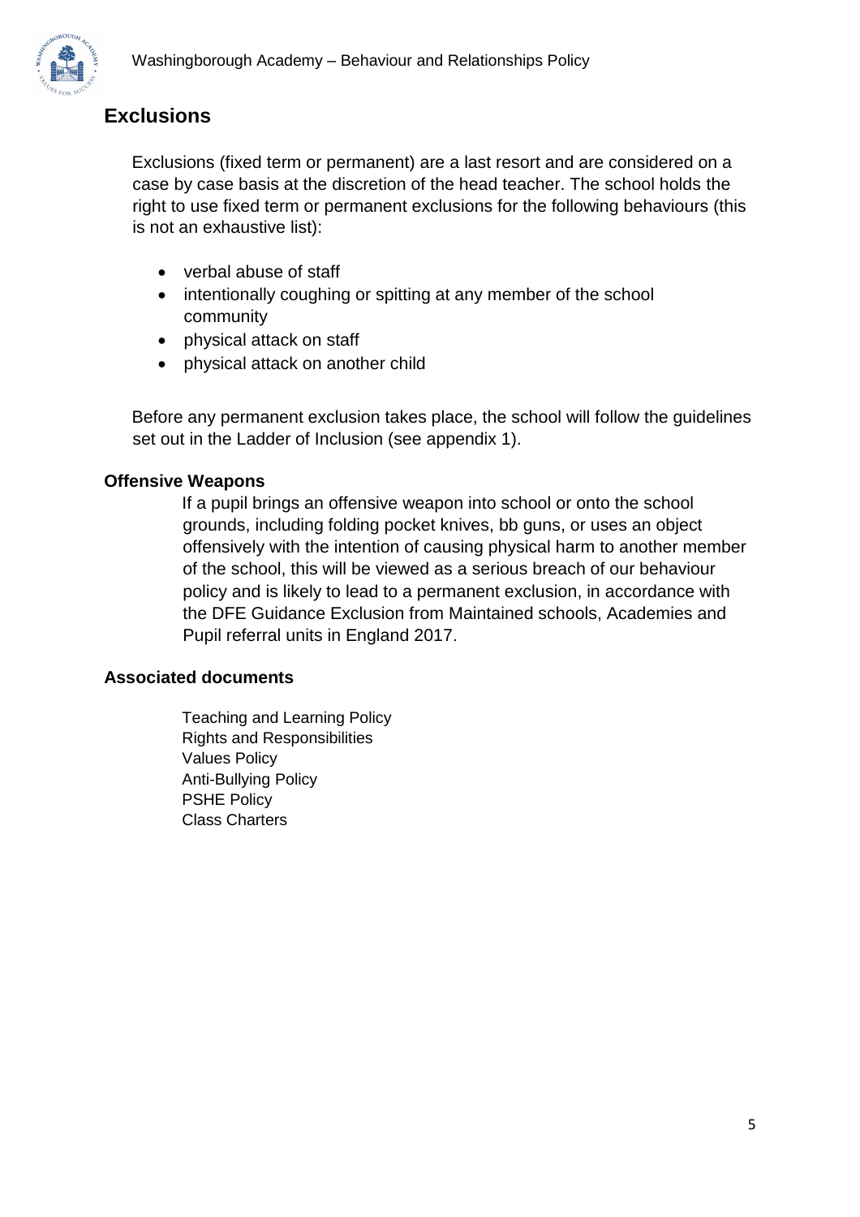## Exclusions

Exclusions (fixed term or permanent) are a last resort and are considered on a case by case basis at the discretion of the head teacher. The school holds the right to use fixed term or permanent exclusions for the following behaviours (this is not an exhaustive list):

- verbal abuse of staff
- intentionally coughing or spitting at any member of the school community
- physical attack on staff
- physical attack on another child

Before any permanent exclusion takes place, the school will follow the guidelines set out in the Ladder of Inclusion (see appendix 1).

### Offensive Weapons

If a pupil brings an offensive weapon into school or onto the school grounds, including folding pocket knives, bb guns, or uses an object offensively with the intention of causing physical harm to another member of the school, this will be viewed as a serious breach of our behaviour policy and is likely to lead to a permanent exclusion, in accordance with the DFE Guidance Exclusion from Maintained schools, Academies and Pupil referral units in England 2017.

### Associated documents

Teaching and Learning Policy
Rights and Responsibilities
Values Policy
Anti-Bullying Policy
PSHE Policy
Class Charters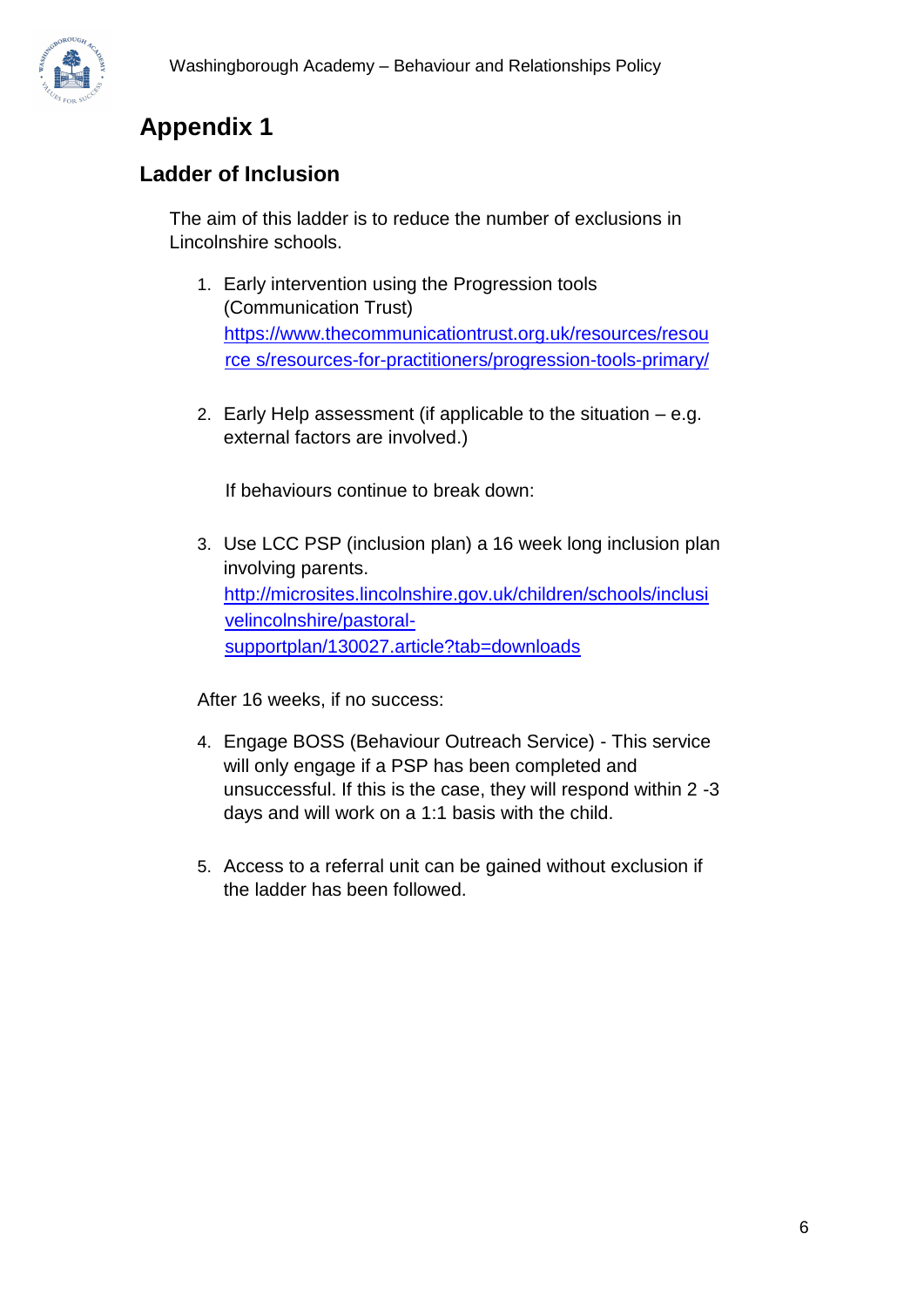# Appendix 1

## Ladder of Inclusion

The aim of this ladder is to reduce the number of exclusions in Lincolnshire schools.

1. Early intervention using the Progression tools (Communication Trust) https://www.thecommunicationtrust.org.uk/resources/resource s/resources-for-practitioners/progression-tools-primary/

2. Early Help assessment (if applicable to the situation – e.g. external factors are involved.)

   If behaviours continue to break down:

3. Use LCC PSP (inclusion plan) a 16 week long inclusion plan involving parents. http://microsites.lincolnshire.gov.uk/children/schools/inclusivelincolnshire/pastoral-supportplan/130027.article?tab=downloads

After 16 weeks, if no success:

4. Engage BOSS (Behaviour Outreach Service) - This service will only engage if a PSP has been completed and unsuccessful. If this is the case, they will respond within 2 -3 days and will work on a 1:1 basis with the child.

5. Access to a referral unit can be gained without exclusion if the ladder has been followed.